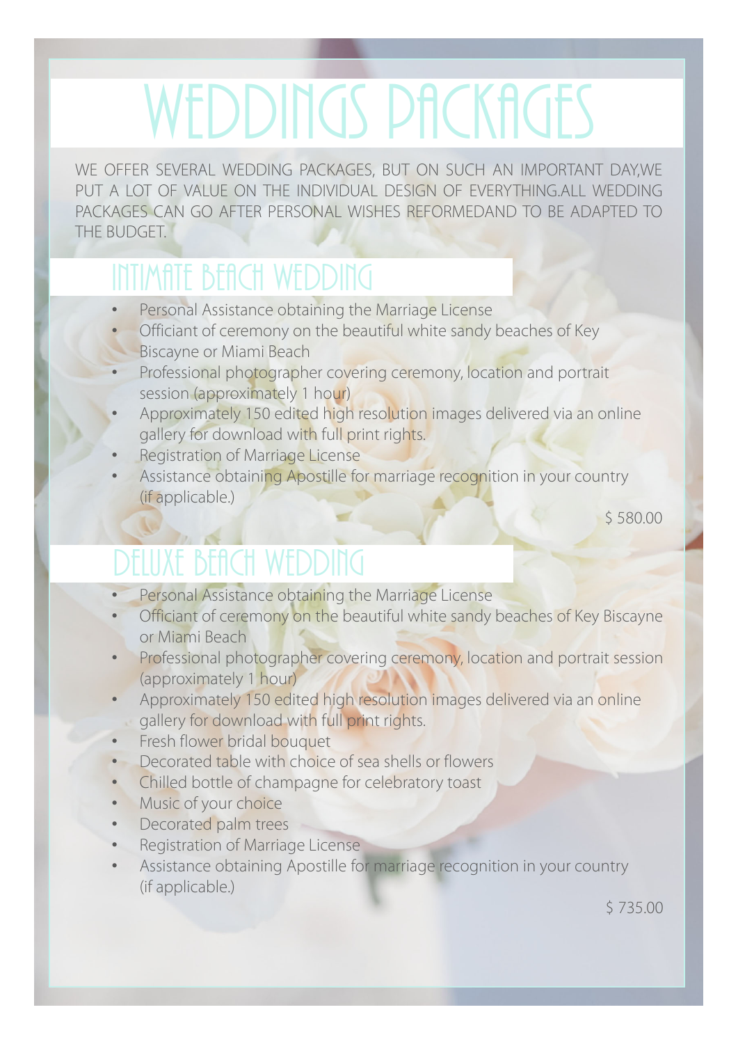# WEDDINGS PACKAGES

WE OFFER SEVERAL WEDDING PACKAGES, BUT ON SUCH AN IMPORTANT DAY,WE PUT A LOT OF VALUE ON THE INDIVIDUAL DESIGN OF EVERYTHING.ALL WEDDING PACKAGES CAN GO AFTER PERSONAL WISHES REFORMEDAND TO BE ADAPTED TO THE BUDGET.

## INTIMATE BEACH WEDDING

- Personal Assistance obtaining the Marriage License
- Officiant of ceremony on the beautiful white sandy beaches of Key Biscayne or Miami Beach
- Professional photographer covering ceremony, location and portrait session (approximately 1 hour)
- Approximately 150 edited high resolution images delivered via an online gallery for download with full print rights.
- Registration of Marriage License
- Assistance obtaining Apostille for marriage recognition in your country (if applicable.)

$ 580.00

## DELUXE BEACH WEDDING

- Personal Assistance obtaining the Marriage License
- Officiant of ceremony on the beautiful white sandy beaches of Key Biscayne or Miami Beach
- Professional photographer covering ceremony, location and portrait session (approximately 1 hour)
- Approximately 150 edited high resolution images delivered via an online gallery for download with full print rights.
- Fresh flower bridal bouquet
- Decorated table with choice of sea shells or flowers
- Chilled bottle of champagne for celebratory toast
- Music of your choice
- Decorated palm trees
- Registration of Marriage License
- Assistance obtaining Apostille for marriage recognition in your country (if applicable.)

$ 735.00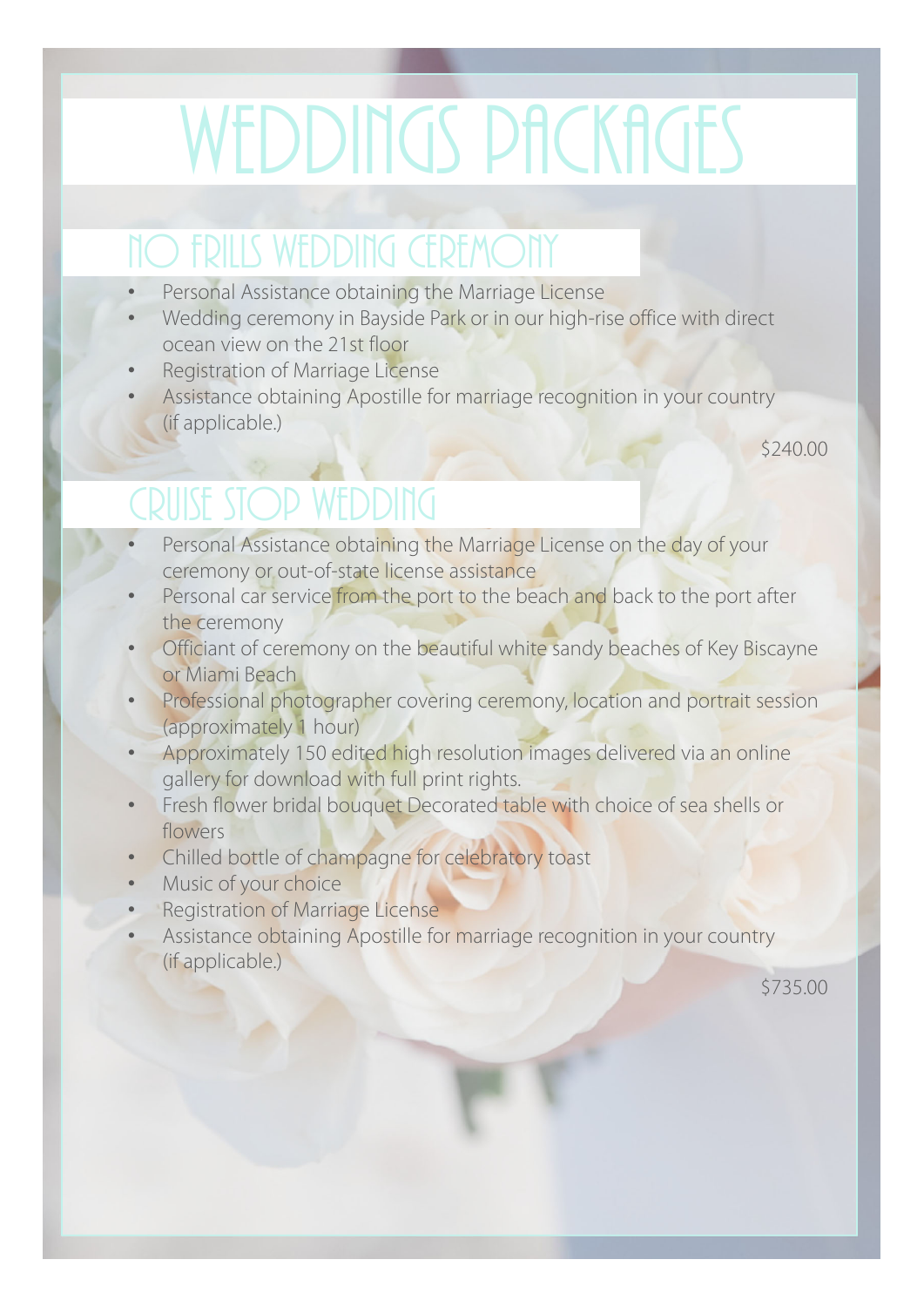# WEDDINGS PACKAGES

## NO FRILLS WEDDING CEREMONY

- Personal Assistance obtaining the Marriage License
- Wedding ceremony in Bayside Park or in our high-rise office with direct ocean view on the 21st floor
- Registration of Marriage License
- Assistance obtaining Apostille for marriage recognition in your country (if applicable.)

$240.00

## CRUISE STOP WEDDING

- Personal Assistance obtaining the Marriage License on the day of your ceremony or out-of-state license assistance
- Personal car service from the port to the beach and back to the port after the ceremony
- Officiant of ceremony on the beautiful white sandy beaches of Key Biscayne or Miami Beach
- Professional photographer covering ceremony, location and portrait session (approximately 1 hour)
- Approximately 150 edited high resolution images delivered via an online gallery for download with full print rights.
- Fresh flower bridal bouquet Decorated table with choice of sea shells or flowers
- Chilled bottle of champagne for celebratory toast
- Music of your choice
- Registration of Marriage License
- Assistance obtaining Apostille for marriage recognition in your country (if applicable.)

$735.00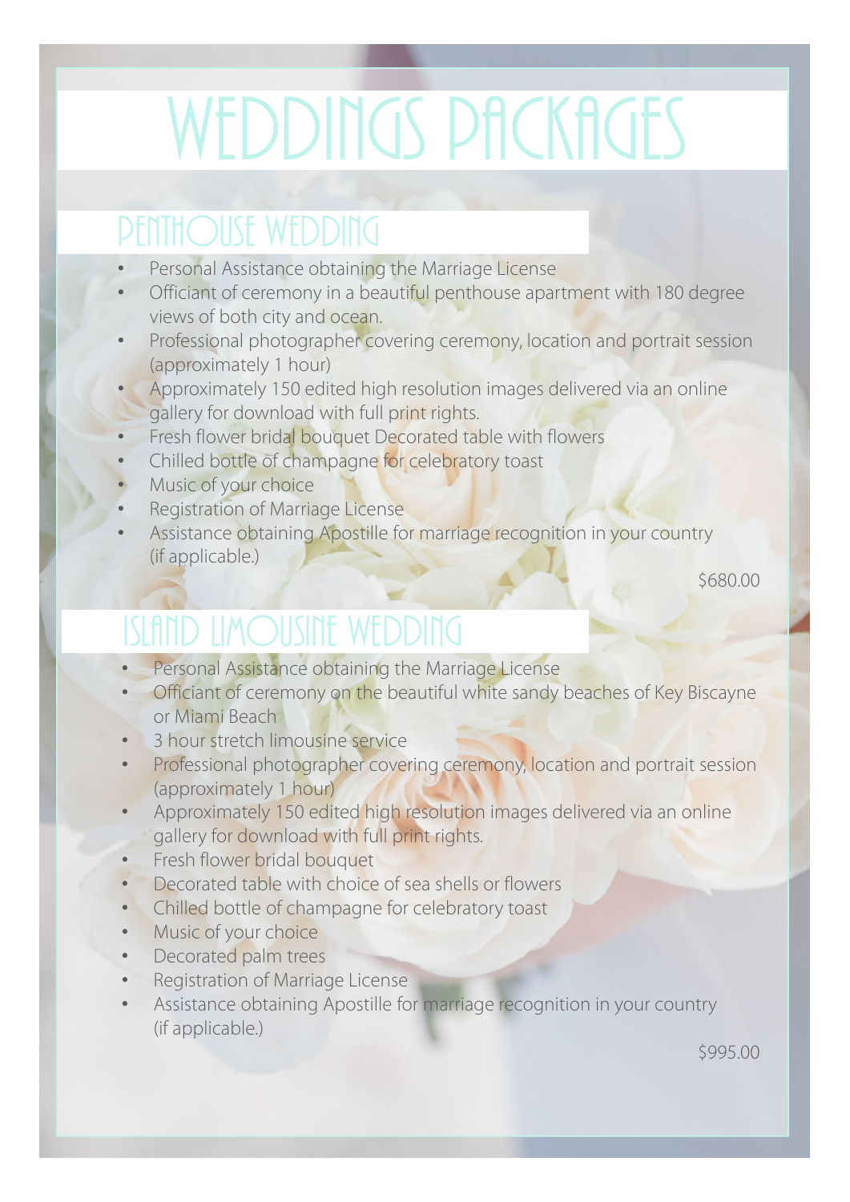# WEDDINGS PACKAGES

## PENTHOUSE WEDDING

- Personal Assistance obtaining the Marriage License
- Officiant of ceremony in a beautiful penthouse apartment with 180 degree views of both city and ocean.
- Professional photographer covering ceremony, location and portrait session (approximately 1 hour)
- Approximately 150 edited high resolution images delivered via an online gallery for download with full print rights.
- Fresh flower bridal bouquet Decorated table with flowers
- Chilled bottle of champagne for celebratory toast
- Music of your choice
- Registration of Marriage License
- Assistance obtaining Apostille for marriage recognition in your country (if applicable.)

$680.00

## ISLAND LIMOUSINE WEDDING

- Personal Assistance obtaining the Marriage License
- Officiant of ceremony on the beautiful white sandy beaches of Key Biscayne or Miami Beach
- 3 hour stretch limousine service
- Professional photographer covering ceremony, location and portrait session (approximately 1 hour)
- Approximately 150 edited high resolution images delivered via an online gallery for download with full print rights.
- Fresh flower bridal bouquet
- Decorated table with choice of sea shells or flowers
- Chilled bottle of champagne for celebratory toast
- Music of your choice
- Decorated palm trees
- Registration of Marriage License
- Assistance obtaining Apostille for marriage recognition in your country (if applicable.)

$995.00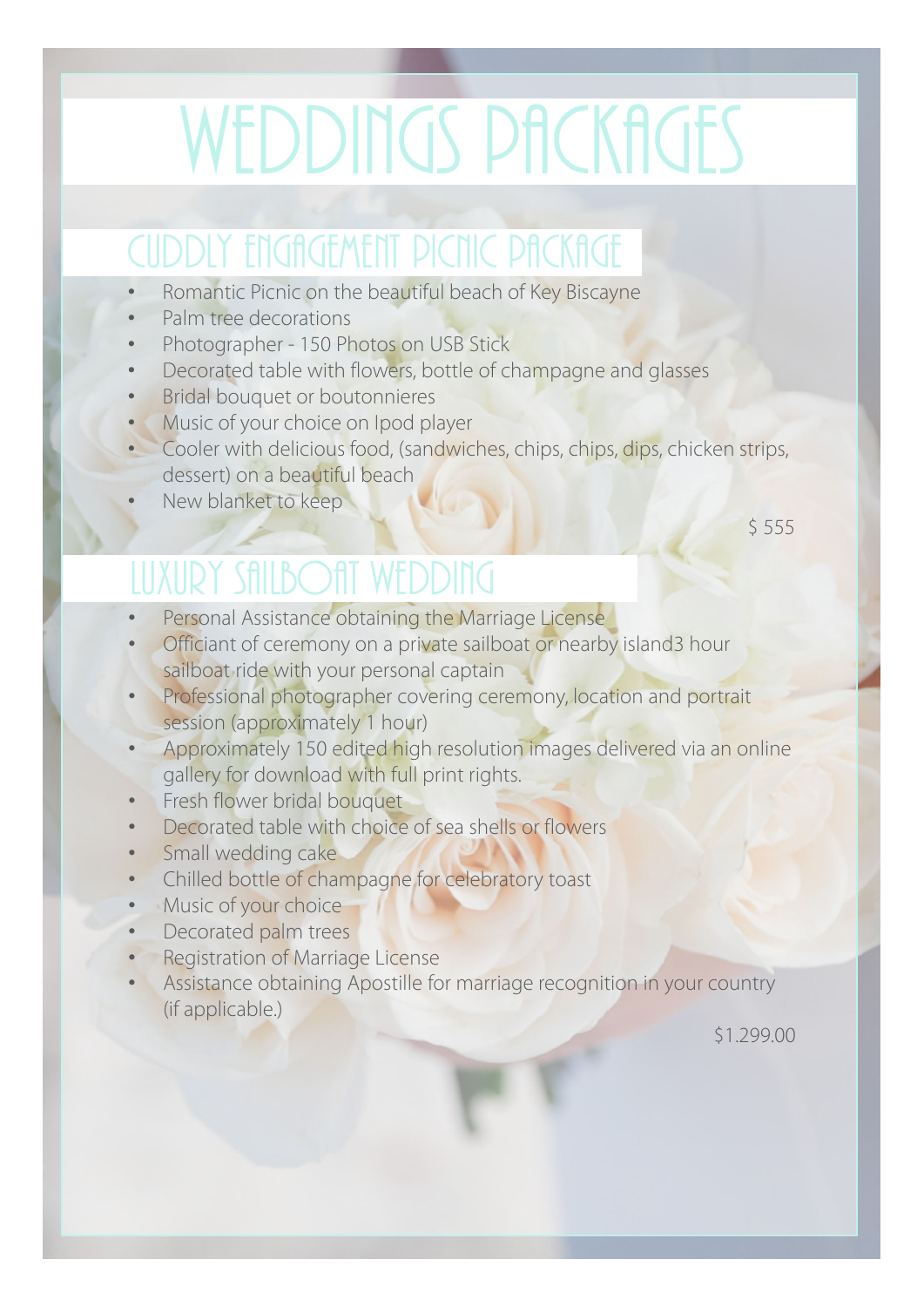# WEDDINGS PACKAGES

## CUDDLY ENGAGEMENT PICNIC PACKAGE

- Romantic Picnic on the beautiful beach of Key Biscayne
- Palm tree decorations
- Photographer - 150 Photos on USB Stick
- Decorated table with flowers, bottle of champagne and glasses
- Bridal bouquet or boutonnieres
- Music of your choice on Ipod player
- Cooler with delicious food, (sandwiches, chips, chips, dips, chicken strips, dessert) on a beautiful beach
- New blanket to keep

$ 555

## LUXURY SAILBOAT WEDDING

- Personal Assistance obtaining the Marriage License
- Officiant of ceremony on a private sailboat or nearby island3 hour sailboat ride with your personal captain
- Professional photographer covering ceremony, location and portrait session (approximately 1 hour)
- Approximately 150 edited high resolution images delivered via an online gallery for download with full print rights.
- Fresh flower bridal bouquet
- Decorated table with choice of sea shells or flowers
- Small wedding cake
- Chilled bottle of champagne for celebratory toast
- Music of your choice
- Decorated palm trees
- Registration of Marriage License
- Assistance obtaining Apostille for marriage recognition in your country (if applicable.)

$1.299.00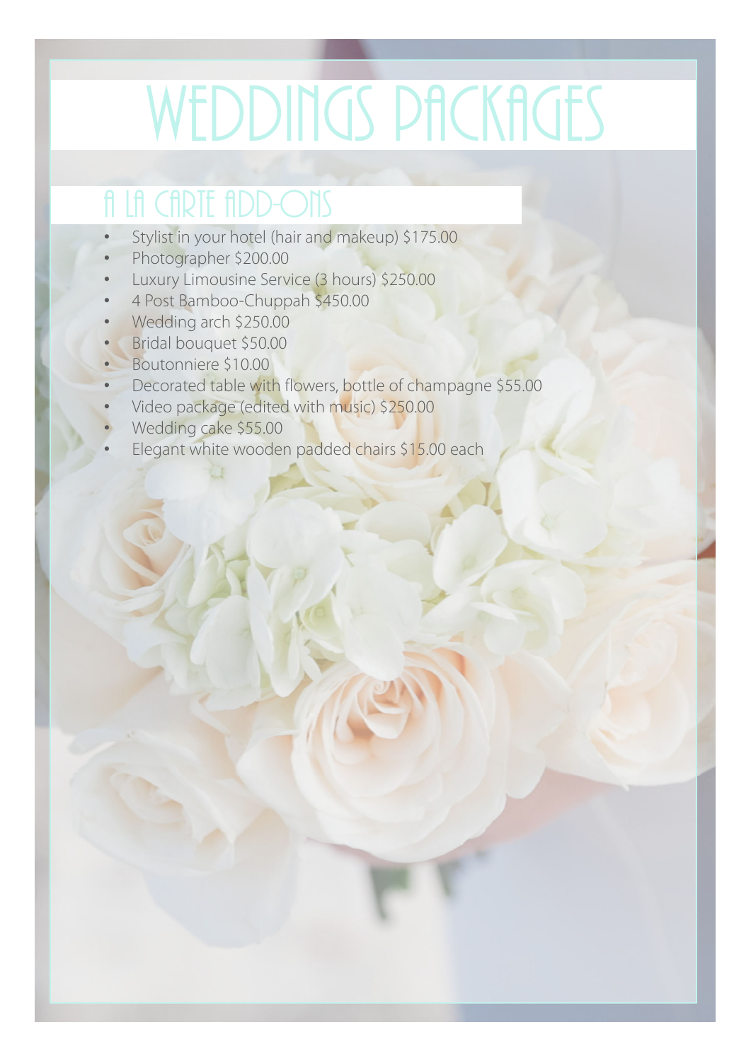# WEDDINGS PACKAGES

## A LA CARTE ADD-ONS

- Stylist in your hotel (hair and makeup) $175.00
- Photographer $200.00
- Luxury Limousine Service (3 hours) $250.00
- 4 Post Bamboo-Chuppah $450.00
- Wedding arch $250.00
- Bridal bouquet $50.00
- Boutonniere $10.00
- Decorated table with flowers, bottle of champagne $55.00
- Video package (edited with music) $250.00
- Wedding cake $55.00
- Elegant white wooden padded chairs $15.00 each